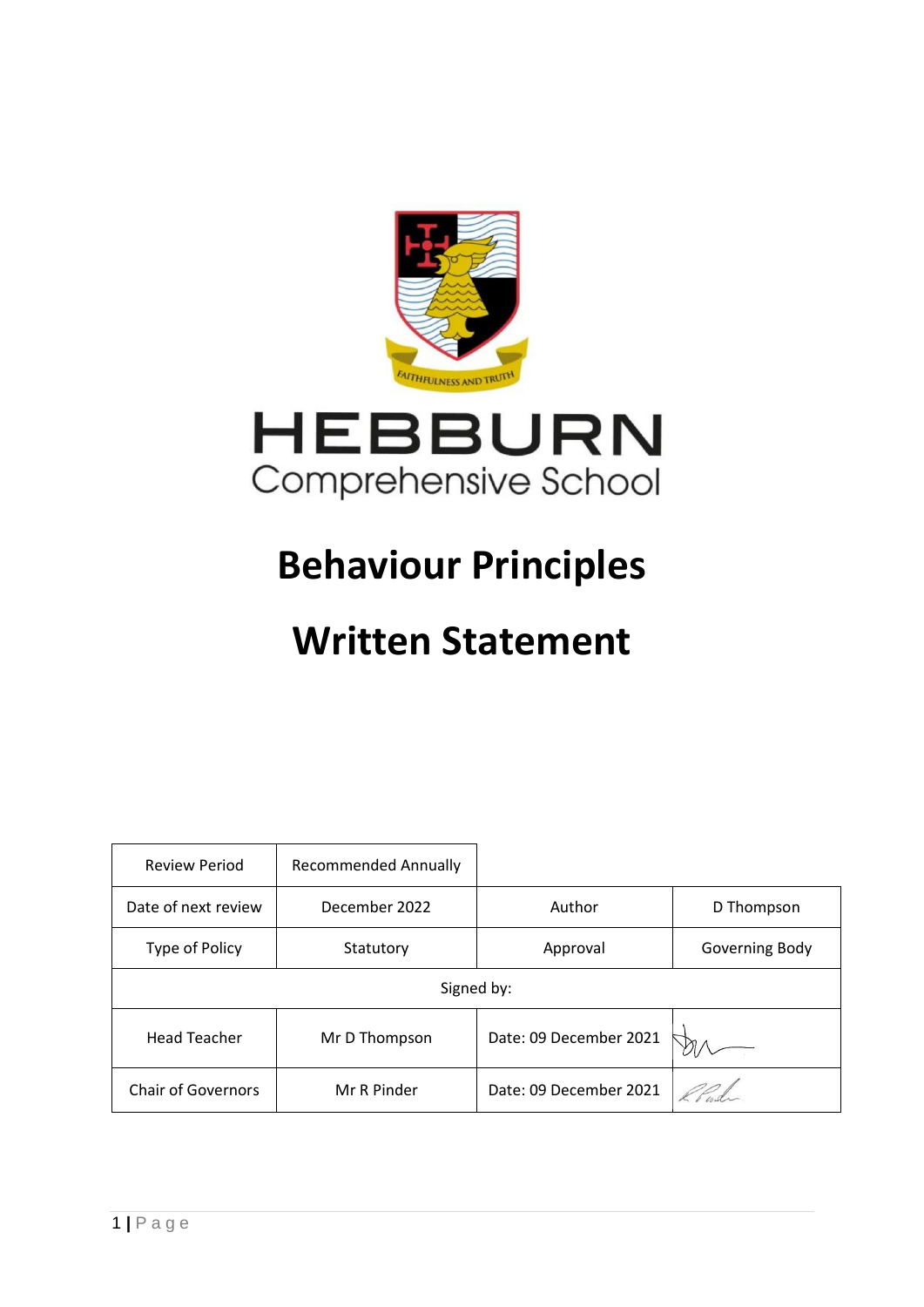HEBBURN
Comprehensive School

# Behaviour Principles

# Written Statement

| Review Period | Recommended Annually | | |
|---|---|---|---|
| Date of next review | December 2022 | Author | D Thompson |
| Type of Policy | Statutory | Approval | Governing Body |
| Signed by: | | | |
| Head Teacher | Mr D Thompson | Date: 09 December 2021 | |
| Chair of Governors | Mr R Pinder | Date: 09 December 2021 | |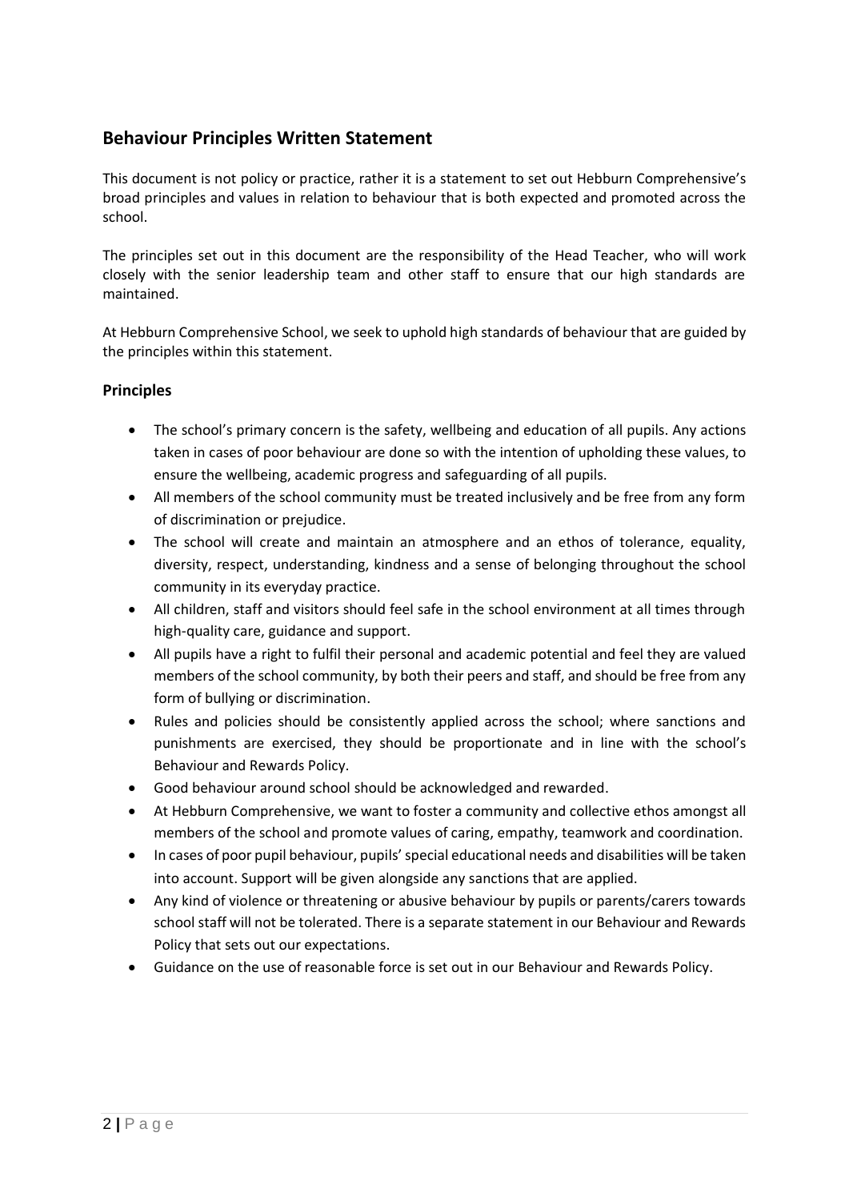## Behaviour Principles Written Statement

This document is not policy or practice, rather it is a statement to set out Hebburn Comprehensive's broad principles and values in relation to behaviour that is both expected and promoted across the school.

The principles set out in this document are the responsibility of the Head Teacher, who will work closely with the senior leadership team and other staff to ensure that our high standards are maintained.

At Hebburn Comprehensive School, we seek to uphold high standards of behaviour that are guided by the principles within this statement.

### Principles

- The school's primary concern is the safety, wellbeing and education of all pupils. Any actions taken in cases of poor behaviour are done so with the intention of upholding these values, to ensure the wellbeing, academic progress and safeguarding of all pupils.
- All members of the school community must be treated inclusively and be free from any form of discrimination or prejudice.
- The school will create and maintain an atmosphere and an ethos of tolerance, equality, diversity, respect, understanding, kindness and a sense of belonging throughout the school community in its everyday practice.
- All children, staff and visitors should feel safe in the school environment at all times through high-quality care, guidance and support.
- All pupils have a right to fulfil their personal and academic potential and feel they are valued members of the school community, by both their peers and staff, and should be free from any form of bullying or discrimination.
- Rules and policies should be consistently applied across the school; where sanctions and punishments are exercised, they should be proportionate and in line with the school's Behaviour and Rewards Policy.
- Good behaviour around school should be acknowledged and rewarded.
- At Hebburn Comprehensive, we want to foster a community and collective ethos amongst all members of the school and promote values of caring, empathy, teamwork and coordination.
- In cases of poor pupil behaviour, pupils' special educational needs and disabilities will be taken into account. Support will be given alongside any sanctions that are applied.
- Any kind of violence or threatening or abusive behaviour by pupils or parents/carers towards school staff will not be tolerated. There is a separate statement in our Behaviour and Rewards Policy that sets out our expectations.
- Guidance on the use of reasonable force is set out in our Behaviour and Rewards Policy.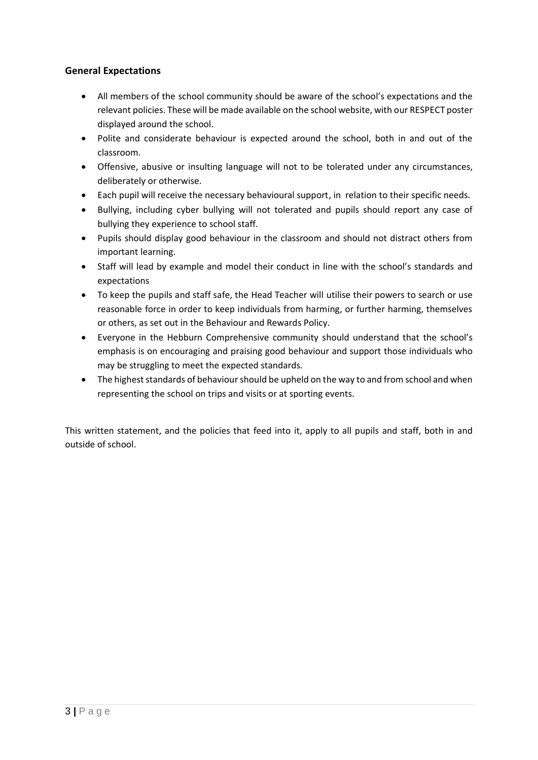### General Expectations

- All members of the school community should be aware of the school's expectations and the relevant policies. These will be made available on the school website, with our RESPECT poster displayed around the school.
- Polite and considerate behaviour is expected around the school, both in and out of the classroom.
- Offensive, abusive or insulting language will not to be tolerated under any circumstances, deliberately or otherwise.
- Each pupil will receive the necessary behavioural support, in relation to their specific needs.
- Bullying, including cyber bullying will not tolerated and pupils should report any case of bullying they experience to school staff.
- Pupils should display good behaviour in the classroom and should not distract others from important learning.
- Staff will lead by example and model their conduct in line with the school's standards and expectations
- To keep the pupils and staff safe, the Head Teacher will utilise their powers to search or use reasonable force in order to keep individuals from harming, or further harming, themselves or others, as set out in the Behaviour and Rewards Policy.
- Everyone in the Hebburn Comprehensive community should understand that the school's emphasis is on encouraging and praising good behaviour and support those individuals who may be struggling to meet the expected standards.
- The highest standards of behaviour should be upheld on the way to and from school and when representing the school on trips and visits or at sporting events.

This written statement, and the policies that feed into it, apply to all pupils and staff, both in and outside of school.